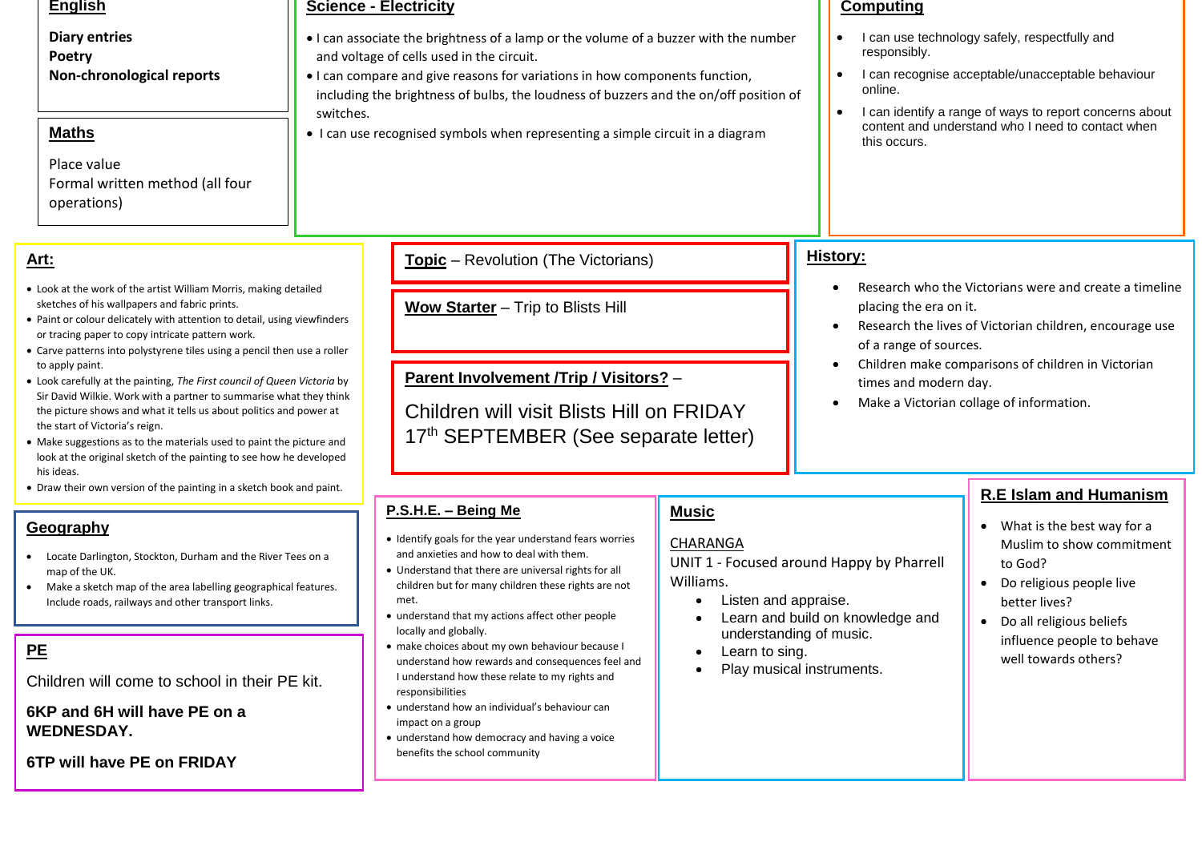## English

**Diary entries**
**Poetry**
**Non-chronological reports**

## Maths

Place value
Formal written method (all four operations)

## Science - Electricity

- I can associate the brightness of a lamp or the volume of a buzzer with the number and voltage of cells used in the circuit.
- I can compare and give reasons for variations in how components function, including the brightness of bulbs, the loudness of buzzers and the on/off position of switches.
- I can use recognised symbols when representing a simple circuit in a diagram

## Computing

- I can use technology safely, respectfully and responsibly.
- I can recognise acceptable/unacceptable behaviour online.
- I can identify a range of ways to report concerns about content and understand who I need to contact when this occurs.

## Art:

- Look at the work of the artist William Morris, making detailed sketches of his wallpapers and fabric prints.
- Paint or colour delicately with attention to detail, using viewfinders or tracing paper to copy intricate pattern work.
- Carve patterns into polystyrene tiles using a pencil then use a roller to apply paint.
- Look carefully at the painting, *The First council of Queen Victoria* by Sir David Wilkie. Work with a partner to summarise what they think the picture shows and what it tells us about politics and power at the start of Victoria's reign.
- Make suggestions as to the materials used to paint the picture and look at the original sketch of the painting to see how he developed his ideas.
- Draw their own version of the painting in a sketch book and paint.

## Topic – Revolution (The Victorians)

## Wow Starter – Trip to Blists Hill

## Parent Involvement /Trip / Visitors? –

Children will visit Blists Hill on FRIDAY 17th SEPTEMBER (See separate letter)

## History:

- Research who the Victorians were and create a timeline placing the era on it.
- Research the lives of Victorian children, encourage use of a range of sources.
- Children make comparisons of children in Victorian times and modern day.
- Make a Victorian collage of information.

## Geography

- Locate Darlington, Stockton, Durham and the River Tees on a map of the UK.
- Make a sketch map of the area labelling geographical features. Include roads, railways and other transport links.

## PE

Children will come to school in their PE kit.

**6KP and 6H will have PE on a WEDNESDAY.**

**6TP will have PE on FRIDAY**

## P.S.H.E. – Being Me

- Identify goals for the year understand fears worries and anxieties and how to deal with them.
- Understand that there are universal rights for all children but for many children these rights are not met.
- understand that my actions affect other people locally and globally.
- make choices about my own behaviour because I understand how rewards and consequences feel and I understand how these relate to my rights and responsibilities
- understand how an individual's behaviour can impact on a group
- understand how democracy and having a voice benefits the school community

## Music

CHARANGA
UNIT 1 - Focused around Happy by Pharrell Williams.

- Listen and appraise.
- Learn and build on knowledge and understanding of music.
- Learn to sing.
- Play musical instruments.

## R.E Islam and Humanism

- What is the best way for a Muslim to show commitment to God?
- Do religious people live better lives?
- Do all religious beliefs influence people to behave well towards others?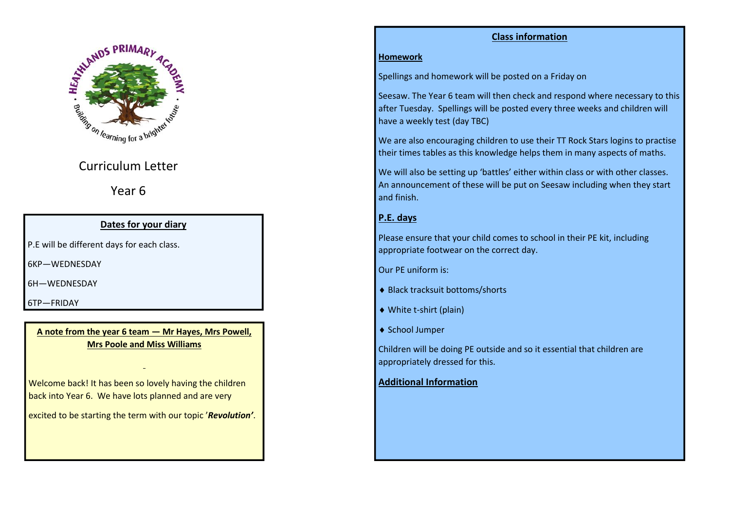HEATHLANDS PRIMARY ACADEMY

Building on learning for a brighter future

# Curriculum Letter

## Year 6

### Dates for your diary

P.E will be different days for each class.

6KP—WEDNESDAY

6H—WEDNESDAY

6TP—FRIDAY

### A note from the year 6 team — Mr Hayes, Mrs Powell, Mrs Poole and Miss Williams

Welcome back! It has been so lovely having the children back into Year 6. We have lots planned and are very

excited to be starting the term with our topic '***Revolution'***.

### Class information

#### Homework

Spellings and homework will be posted on a Friday on

Seesaw. The Year 6 team will then check and respond where necessary to this after Tuesday. Spellings will be posted every three weeks and children will have a weekly test (day TBC)

We are also encouraging children to use their TT Rock Stars logins to practise their times tables as this knowledge helps them in many aspects of maths.

We will also be setting up 'battles' either within class or with other classes. An announcement of these will be put on Seesaw including when they start and finish.

#### P.E. days

Please ensure that your child comes to school in their PE kit, including appropriate footwear on the correct day.

Our PE uniform is:

- Black tracksuit bottoms/shorts
- White t-shirt (plain)
- School Jumper

Children will be doing PE outside and so it essential that children are appropriately dressed for this.

#### Additional Information